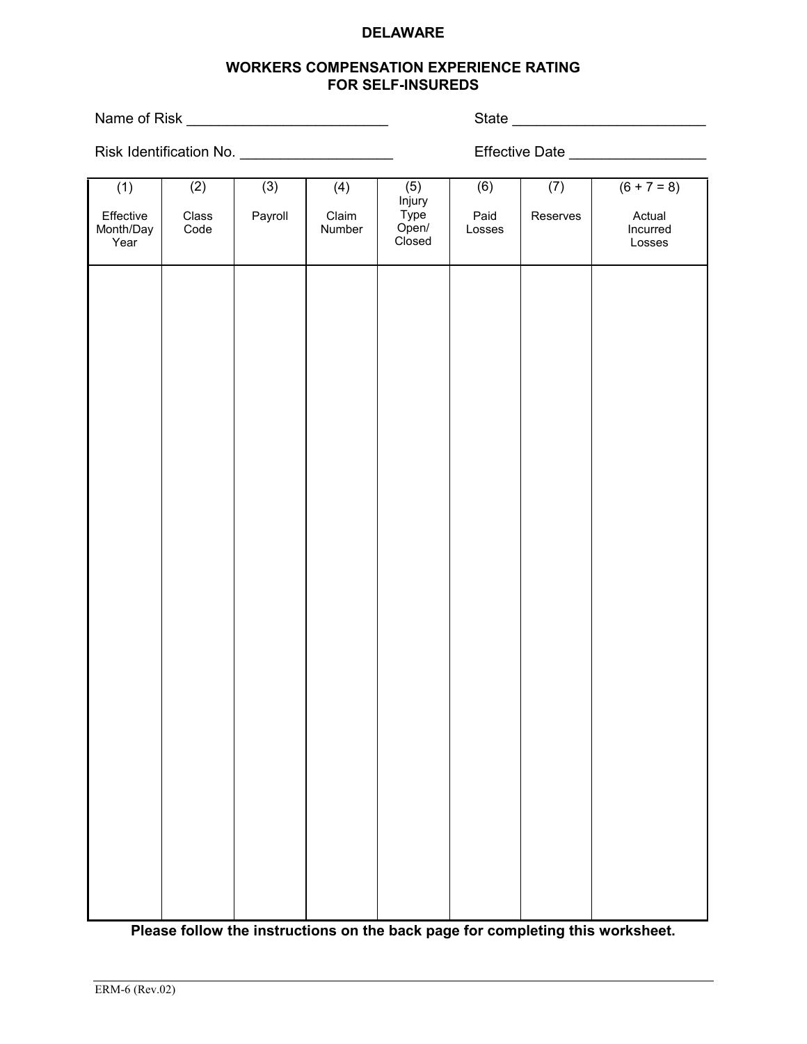**DELAWARE**

**WORKERS COMPENSATION EXPERIENCE RATING FOR SELF-INSUREDS**

Name of Risk ________________________ State ________________________

Risk Identification No. __________________ Effective Date ________________

| (1) Effective Month/Day Year | (2) Class Code | (3) Payroll | (4) Claim Number | (5) Injury Type Open/ Closed | (6) Paid Losses | (7) Reserves | (6 + 7 = 8) Actual Incurred Losses |
|---|---|---|---|---|---|---|---|
| | | | | | | | |

**Please follow the instructions on the back page for completing this worksheet.**

ERM-6 (Rev.02)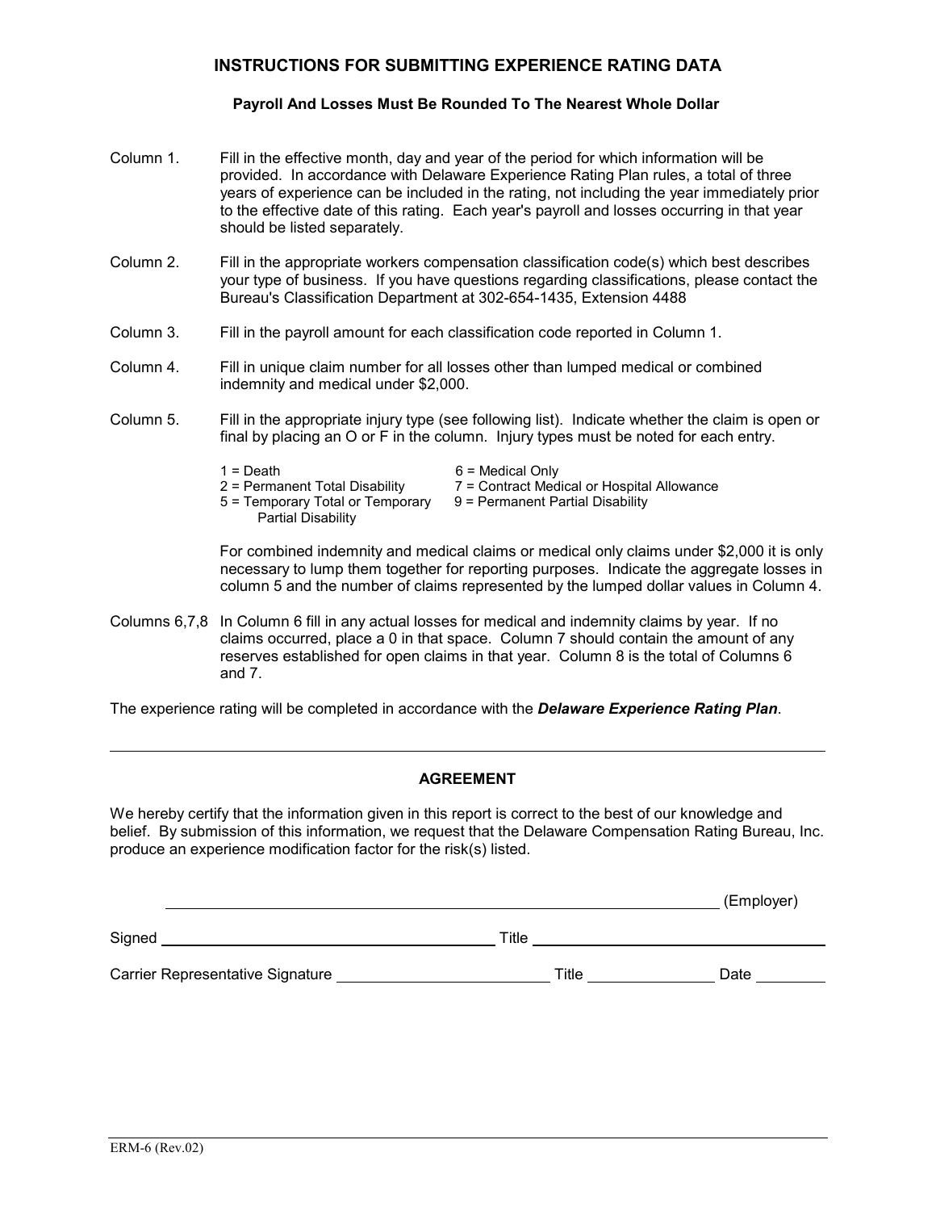## INSTRUCTIONS FOR SUBMITTING EXPERIENCE RATING DATA

**Payroll And Losses Must Be Rounded To The Nearest Whole Dollar**

Column 1. Fill in the effective month, day and year of the period for which information will be provided. In accordance with Delaware Experience Rating Plan rules, a total of three years of experience can be included in the rating, not including the year immediately prior to the effective date of this rating. Each year's payroll and losses occurring in that year should be listed separately.

Column 2. Fill in the appropriate workers compensation classification code(s) which best describes your type of business. If you have questions regarding classifications, please contact the Bureau's Classification Department at 302-654-1435, Extension 4488

Column 3. Fill in the payroll amount for each classification code reported in Column 1.

Column 4. Fill in unique claim number for all losses other than lumped medical or combined indemnity and medical under $2,000.

Column 5. Fill in the appropriate injury type (see following list). Indicate whether the claim is open or final by placing an O or F in the column. Injury types must be noted for each entry.

- 1 = Death
- 2 = Permanent Total Disability
- 5 = Temporary Total or Temporary Partial Disability
- 6 = Medical Only
- 7 = Contract Medical or Hospital Allowance
- 9 = Permanent Partial Disability

For combined indemnity and medical claims or medical only claims under $2,000 it is only necessary to lump them together for reporting purposes. Indicate the aggregate losses in column 5 and the number of claims represented by the lumped dollar values in Column 4.

Columns 6,7,8 In Column 6 fill in any actual losses for medical and indemnity claims by year. If no claims occurred, place a 0 in that space. Column 7 should contain the amount of any reserves established for open claims in that year. Column 8 is the total of Columns 6 and 7.

The experience rating will be completed in accordance with the ***Delaware Experience Rating Plan***.

---

### AGREEMENT

We hereby certify that the information given in this report is correct to the best of our knowledge and belief. By submission of this information, we request that the Delaware Compensation Rating Bureau, Inc. produce an experience modification factor for the risk(s) listed.

\_\_\_\_\_\_\_\_\_\_\_\_\_\_\_\_\_\_\_\_\_\_\_\_\_\_\_\_\_\_\_\_\_\_\_\_\_\_\_\_ (Employer)

Signed \_\_\_\_\_\_\_\_\_\_\_\_\_\_\_\_\_\_\_\_\_\_\_\_\_\_\_\_ Title \_\_\_\_\_\_\_\_\_\_\_\_\_\_\_\_\_\_\_\_\_\_\_\_\_\_\_\_

Carrier Representative Signature \_\_\_\_\_\_\_\_\_\_\_\_\_\_\_\_\_\_ Title \_\_\_\_\_\_\_\_\_\_\_\_ Date \_\_\_\_\_\_\_\_

ERM-6 (Rev.02)